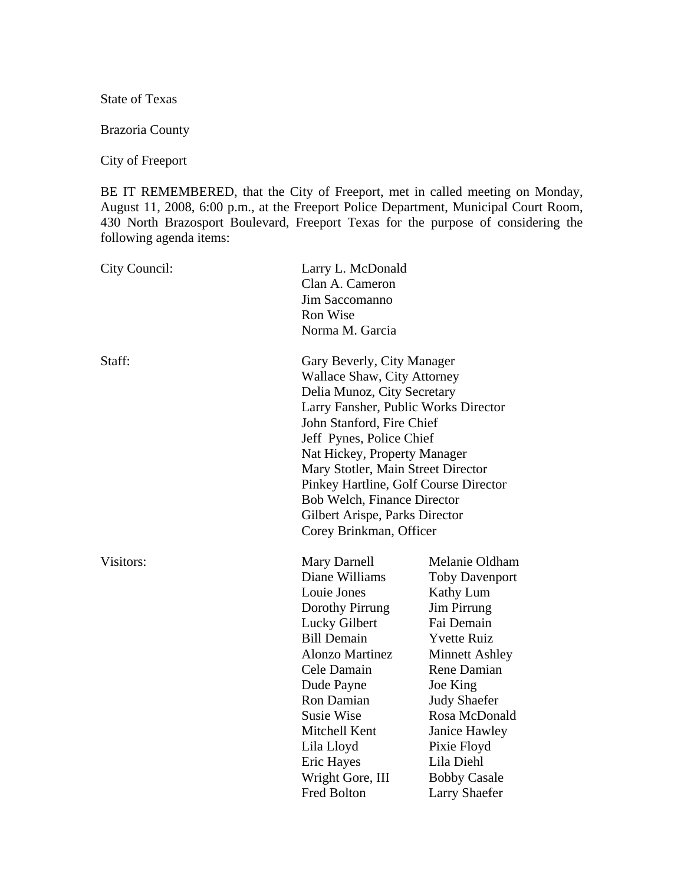State of Texas

Brazoria County

City of Freeport

BE IT REMEMBERED, that the City of Freeport, met in called meeting on Monday, August 11, 2008, 6:00 p.m., at the Freeport Police Department, Municipal Court Room, 430 North Brazosport Boulevard, Freeport Texas for the purpose of considering the following agenda items:

| | | |
|---|---|---|
| City Council: | Larry L. McDonald | |
| | Clan A. Cameron | |
| | Jim Saccomanno | |
| | Ron Wise | |
| | Norma M. Garcia | |
| Staff: | Gary Beverly, City Manager | |
| | Wallace Shaw, City Attorney | |
| | Delia Munoz, City Secretary | |
| | Larry Fansher, Public Works Director | |
| | John Stanford, Fire Chief | |
| | Jeff Pynes, Police Chief | |
| | Nat Hickey, Property Manager | |
| | Mary Stotler, Main Street Director | |
| | Pinkey Hartline, Golf Course Director | |
| | Bob Welch, Finance Director | |
| | Gilbert Arispe, Parks Director | |
| | Corey Brinkman, Officer | |
| Visitors: | Mary Darnell | Melanie Oldham |
| | Diane Williams | Toby Davenport |
| | Louie Jones | Kathy Lum |
| | Dorothy Pirrung | Jim Pirrung |
| | Lucky Gilbert | Fai Demain |
| | Bill Demain | Yvette Ruiz |
| | Alonzo Martinez | Minnett Ashley |
| | Cele Damain | Rene Damian |
| | Dude Payne | Joe King |
| | Ron Damian | Judy Shaefer |
| | Susie Wise | Rosa McDonald |
| | Mitchell Kent | Janice Hawley |
| | Lila Lloyd | Pixie Floyd |
| | Eric Hayes | Lila Diehl |
| | Wright Gore, III | Bobby Casale |
| | Fred Bolton | Larry Shaefer |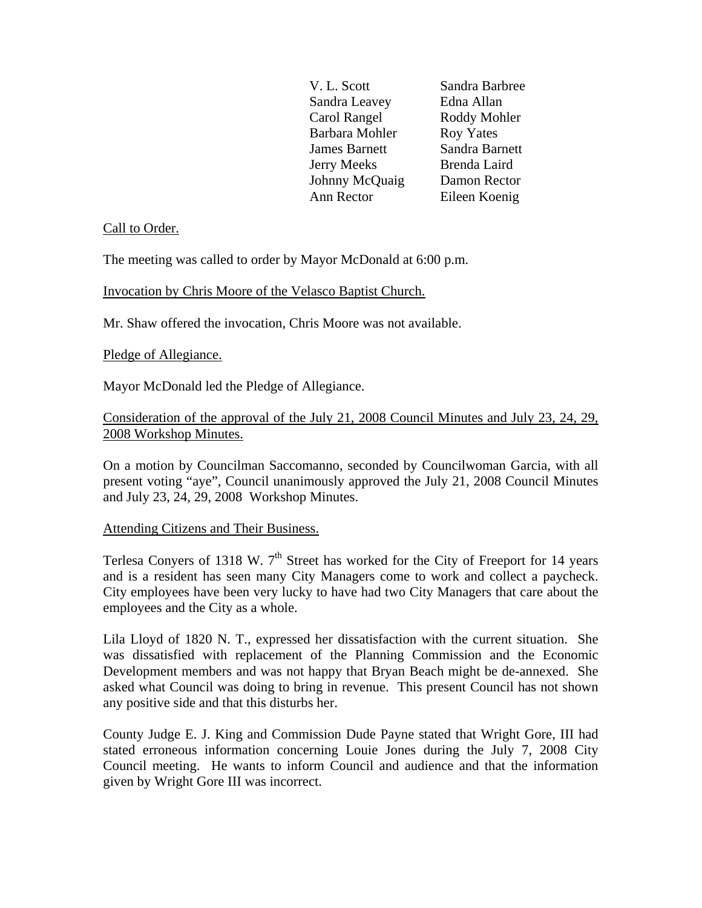| | |
|---|---|
| V. L. Scott | Sandra Barbree |
| Sandra Leavey | Edna Allan |
| Carol Rangel | Roddy Mohler |
| Barbara Mohler | Roy Yates |
| James Barnett | Sandra Barnett |
| Jerry Meeks | Brenda Laird |
| Johnny McQuaig | Damon Rector |
| Ann Rector | Eileen Koenig |

Call to Order.

The meeting was called to order by Mayor McDonald at 6:00 p.m.

Invocation by Chris Moore of the Velasco Baptist Church.

Mr. Shaw offered the invocation, Chris Moore was not available.

Pledge of Allegiance.

Mayor McDonald led the Pledge of Allegiance.

Consideration of the approval of the July 21, 2008 Council Minutes and July 23, 24, 29, 2008 Workshop Minutes.

On a motion by Councilman Saccomanno, seconded by Councilwoman Garcia, with all present voting "aye", Council unanimously approved the July 21, 2008 Council Minutes and July 23, 24, 29, 2008 Workshop Minutes.

Attending Citizens and Their Business.

Terlesa Conyers of 1318 W. 7th Street has worked for the City of Freeport for 14 years and is a resident has seen many City Managers come to work and collect a paycheck. City employees have been very lucky to have had two City Managers that care about the employees and the City as a whole.

Lila Lloyd of 1820 N. T., expressed her dissatisfaction with the current situation. She was dissatisfied with replacement of the Planning Commission and the Economic Development members and was not happy that Bryan Beach might be de-annexed. She asked what Council was doing to bring in revenue. This present Council has not shown any positive side and that this disturbs her.

County Judge E. J. King and Commission Dude Payne stated that Wright Gore, III had stated erroneous information concerning Louie Jones during the July 7, 2008 City Council meeting. He wants to inform Council and audience and that the information given by Wright Gore III was incorrect.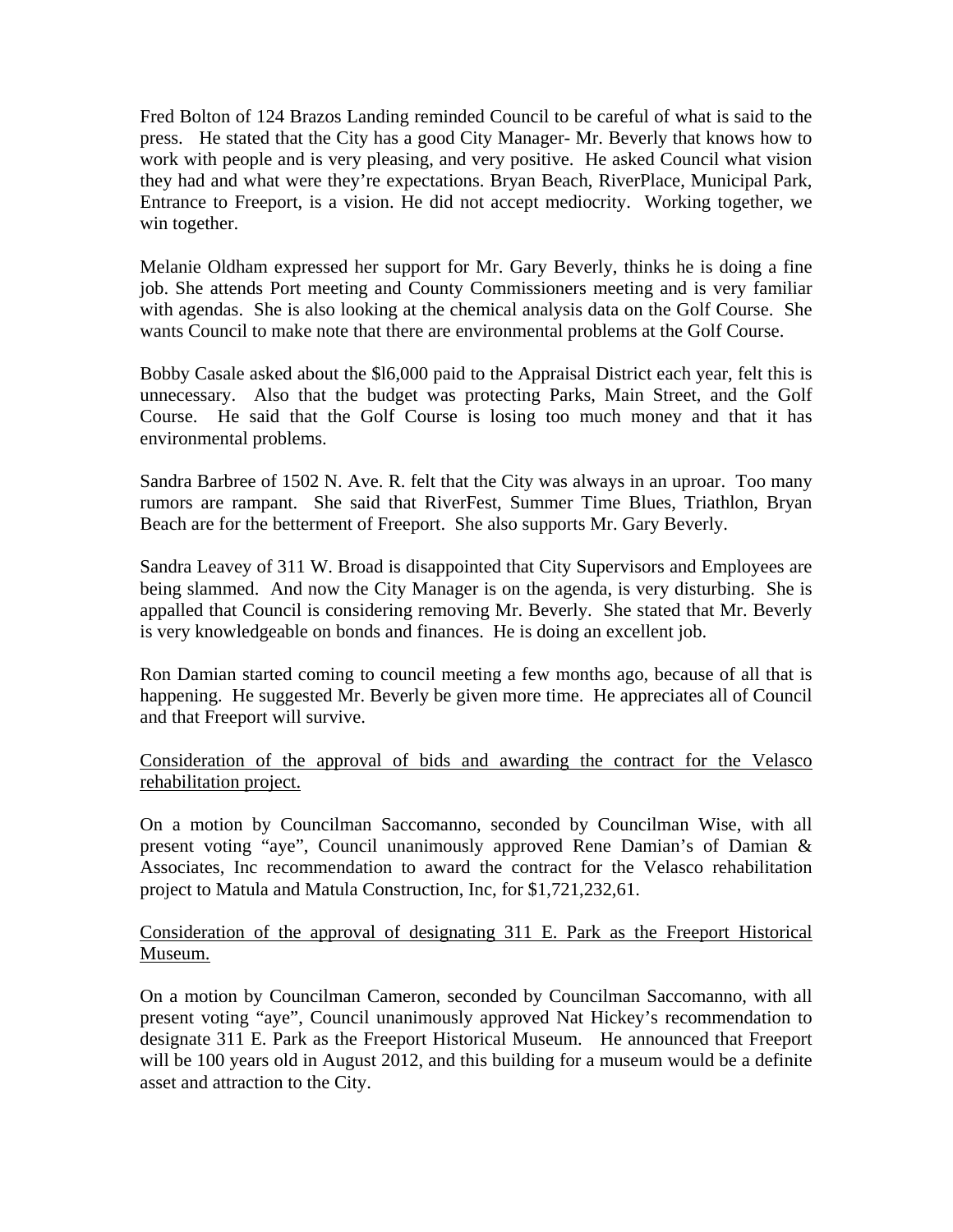Fred Bolton of 124 Brazos Landing reminded Council to be careful of what is said to the press. He stated that the City has a good City Manager- Mr. Beverly that knows how to work with people and is very pleasing, and very positive. He asked Council what vision they had and what were they're expectations. Bryan Beach, RiverPlace, Municipal Park, Entrance to Freeport, is a vision. He did not accept mediocrity. Working together, we win together.

Melanie Oldham expressed her support for Mr. Gary Beverly, thinks he is doing a fine job. She attends Port meeting and County Commissioners meeting and is very familiar with agendas. She is also looking at the chemical analysis data on the Golf Course. She wants Council to make note that there are environmental problems at the Golf Course.

Bobby Casale asked about the $l6,000 paid to the Appraisal District each year, felt this is unnecessary. Also that the budget was protecting Parks, Main Street, and the Golf Course. He said that the Golf Course is losing too much money and that it has environmental problems.

Sandra Barbree of 1502 N. Ave. R. felt that the City was always in an uproar. Too many rumors are rampant. She said that RiverFest, Summer Time Blues, Triathlon, Bryan Beach are for the betterment of Freeport. She also supports Mr. Gary Beverly.

Sandra Leavey of 311 W. Broad is disappointed that City Supervisors and Employees are being slammed. And now the City Manager is on the agenda, is very disturbing. She is appalled that Council is considering removing Mr. Beverly. She stated that Mr. Beverly is very knowledgeable on bonds and finances. He is doing an excellent job.

Ron Damian started coming to council meeting a few months ago, because of all that is happening. He suggested Mr. Beverly be given more time. He appreciates all of Council and that Freeport will survive.

<u>Consideration of the approval of bids and awarding the contract for the Velasco rehabilitation project.</u>

On a motion by Councilman Saccomanno, seconded by Councilman Wise, with all present voting "aye", Council unanimously approved Rene Damian's of Damian & Associates, Inc recommendation to award the contract for the Velasco rehabilitation project to Matula and Matula Construction, Inc, for $1,721,232,61.

<u>Consideration of the approval of designating 311 E. Park as the Freeport Historical Museum.</u>

On a motion by Councilman Cameron, seconded by Councilman Saccomanno, with all present voting "aye", Council unanimously approved Nat Hickey's recommendation to designate 311 E. Park as the Freeport Historical Museum. He announced that Freeport will be 100 years old in August 2012, and this building for a museum would be a definite asset and attraction to the City.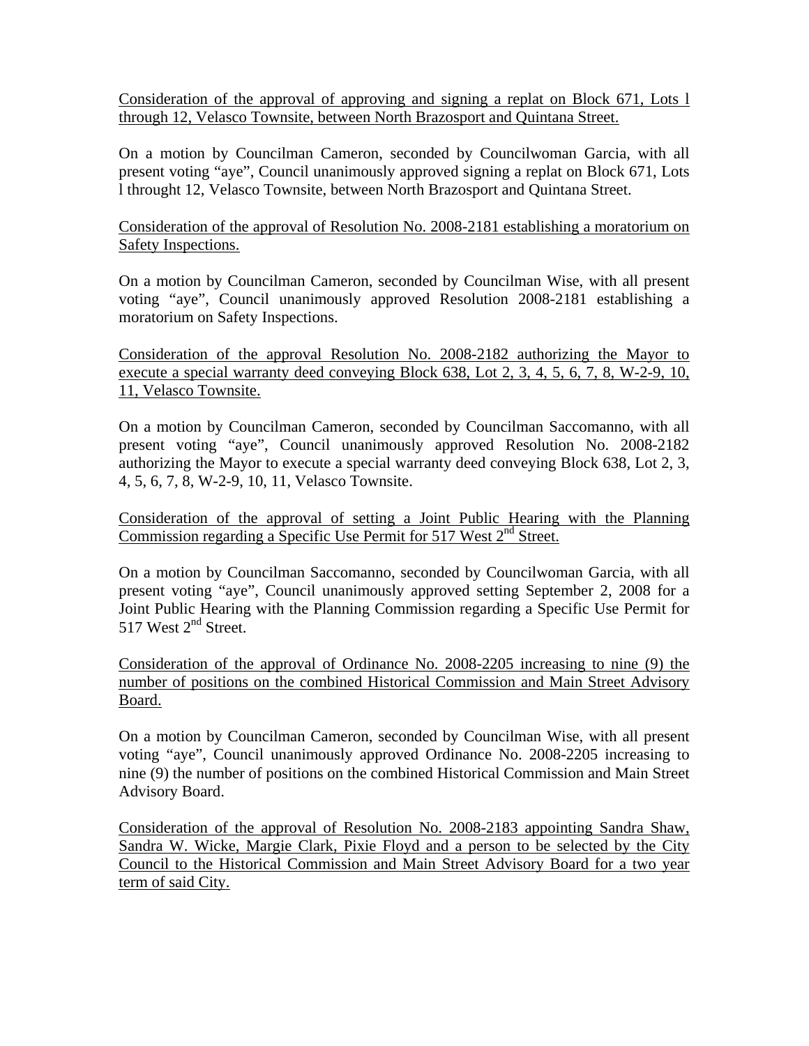Consideration of the approval of approving and signing a replat on Block 671, Lots l through 12, Velasco Townsite, between North Brazosport and Quintana Street.

On a motion by Councilman Cameron, seconded by Councilwoman Garcia, with all present voting "aye", Council unanimously approved signing a replat on Block 671, Lots l throught 12, Velasco Townsite, between North Brazosport and Quintana Street.

Consideration of the approval of Resolution No. 2008-2181 establishing a moratorium on Safety Inspections.

On a motion by Councilman Cameron, seconded by Councilman Wise, with all present voting "aye", Council unanimously approved Resolution 2008-2181 establishing a moratorium on Safety Inspections.

Consideration of the approval Resolution No. 2008-2182 authorizing the Mayor to execute a special warranty deed conveying Block 638, Lot 2, 3, 4, 5, 6, 7, 8, W-2-9, 10, 11, Velasco Townsite.

On a motion by Councilman Cameron, seconded by Councilman Saccomanno, with all present voting "aye", Council unanimously approved Resolution No. 2008-2182 authorizing the Mayor to execute a special warranty deed conveying Block 638, Lot 2, 3, 4, 5, 6, 7, 8, W-2-9, 10, 11, Velasco Townsite.

Consideration of the approval of setting a Joint Public Hearing with the Planning Commission regarding a Specific Use Permit for 517 West 2nd Street.

On a motion by Councilman Saccomanno, seconded by Councilwoman Garcia, with all present voting "aye", Council unanimously approved setting September 2, 2008 for a Joint Public Hearing with the Planning Commission regarding a Specific Use Permit for 517 West 2nd Street.

Consideration of the approval of Ordinance No. 2008-2205 increasing to nine (9) the number of positions on the combined Historical Commission and Main Street Advisory Board.

On a motion by Councilman Cameron, seconded by Councilman Wise, with all present voting "aye", Council unanimously approved Ordinance No. 2008-2205 increasing to nine (9) the number of positions on the combined Historical Commission and Main Street Advisory Board.

Consideration of the approval of Resolution No. 2008-2183 appointing Sandra Shaw, Sandra W. Wicke, Margie Clark, Pixie Floyd and a person to be selected by the City Council to the Historical Commission and Main Street Advisory Board for a two year term of said City.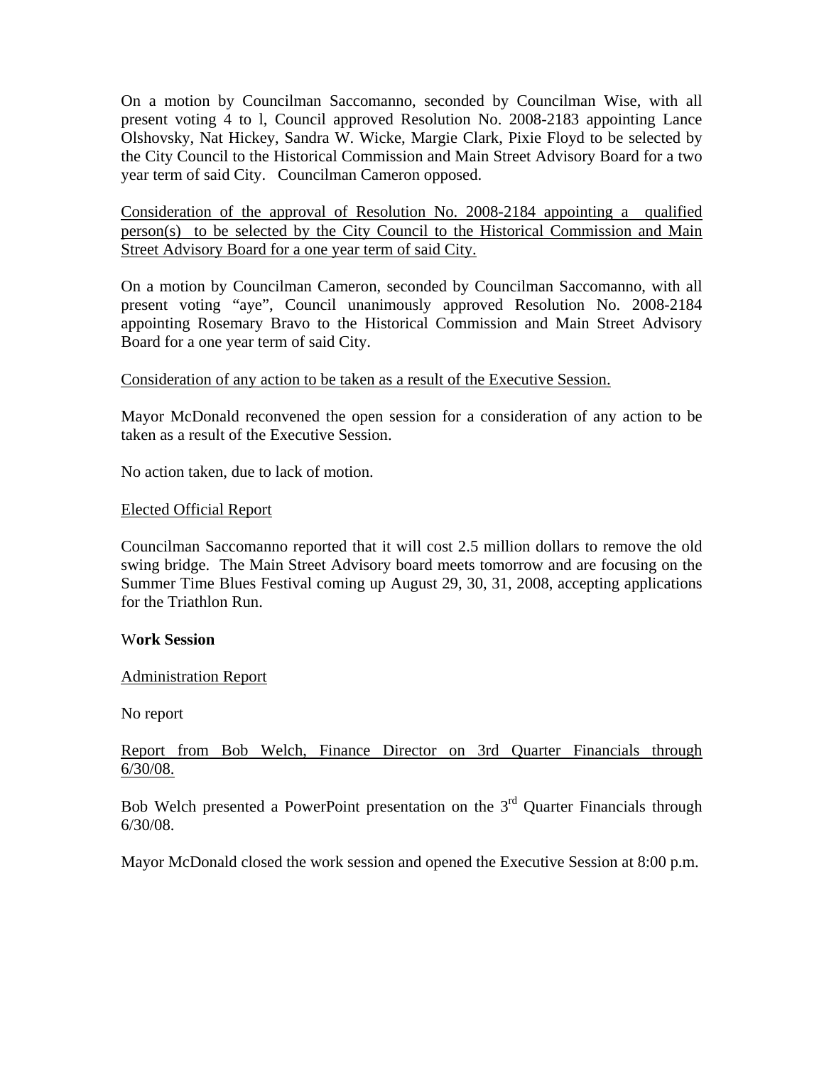On a motion by Councilman Saccomanno, seconded by Councilman Wise, with all present voting 4 to l, Council approved Resolution No. 2008-2183 appointing Lance Olshovsky, Nat Hickey, Sandra W. Wicke, Margie Clark, Pixie Floyd to be selected by the City Council to the Historical Commission and Main Street Advisory Board for a two year term of said City. Councilman Cameron opposed.

<u>Consideration of the approval of Resolution No. 2008-2184 appointing a qualified person(s) to be selected by the City Council to the Historical Commission and Main Street Advisory Board for a one year term of said City.</u>

On a motion by Councilman Cameron, seconded by Councilman Saccomanno, with all present voting "aye", Council unanimously approved Resolution No. 2008-2184 appointing Rosemary Bravo to the Historical Commission and Main Street Advisory Board for a one year term of said City.

<u>Consideration of any action to be taken as a result of the Executive Session.</u>

Mayor McDonald reconvened the open session for a consideration of any action to be taken as a result of the Executive Session.

No action taken, due to lack of motion.

<u>Elected Official Report</u>

Councilman Saccomanno reported that it will cost 2.5 million dollars to remove the old swing bridge. The Main Street Advisory board meets tomorrow and are focusing on the Summer Time Blues Festival coming up August 29, 30, 31, 2008, accepting applications for the Triathlon Run.

**Work Session**

<u>Administration Report</u>

No report

<u>Report from Bob Welch, Finance Director on 3rd Quarter Financials through 6/30/08.</u>

Bob Welch presented a PowerPoint presentation on the 3rd Quarter Financials through 6/30/08.

Mayor McDonald closed the work session and opened the Executive Session at 8:00 p.m.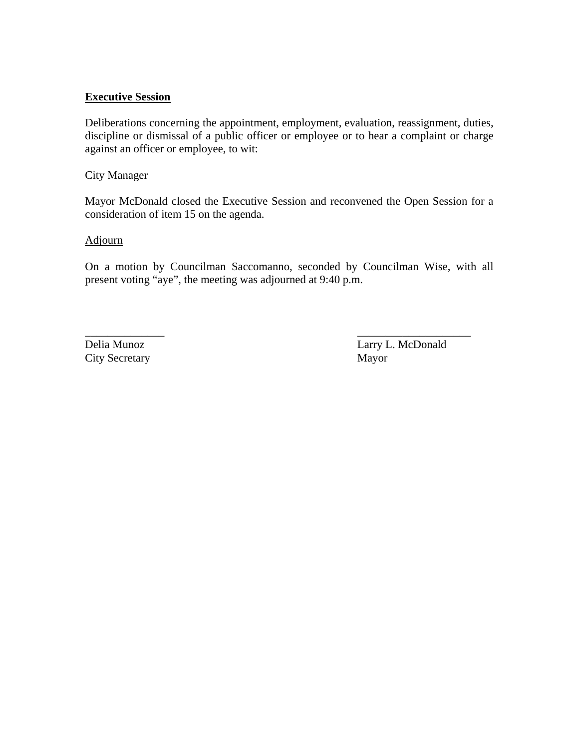**Executive Session**

Deliberations concerning the appointment, employment, evaluation, reassignment, duties, discipline or dismissal of a public officer or employee or to hear a complaint or charge against an officer or employee, to wit:

City Manager

Mayor McDonald closed the Executive Session and reconvened the Open Session for a consideration of item 15 on the agenda.

Adjourn

On a motion by Councilman Saccomanno, seconded by Councilman Wise, with all present voting "aye", the meeting was adjourned at 9:40 p.m.

| | |
|---|---|
| ______________ | ____________________ |
| Delia Munoz | Larry L. McDonald |
| City Secretary | Mayor |